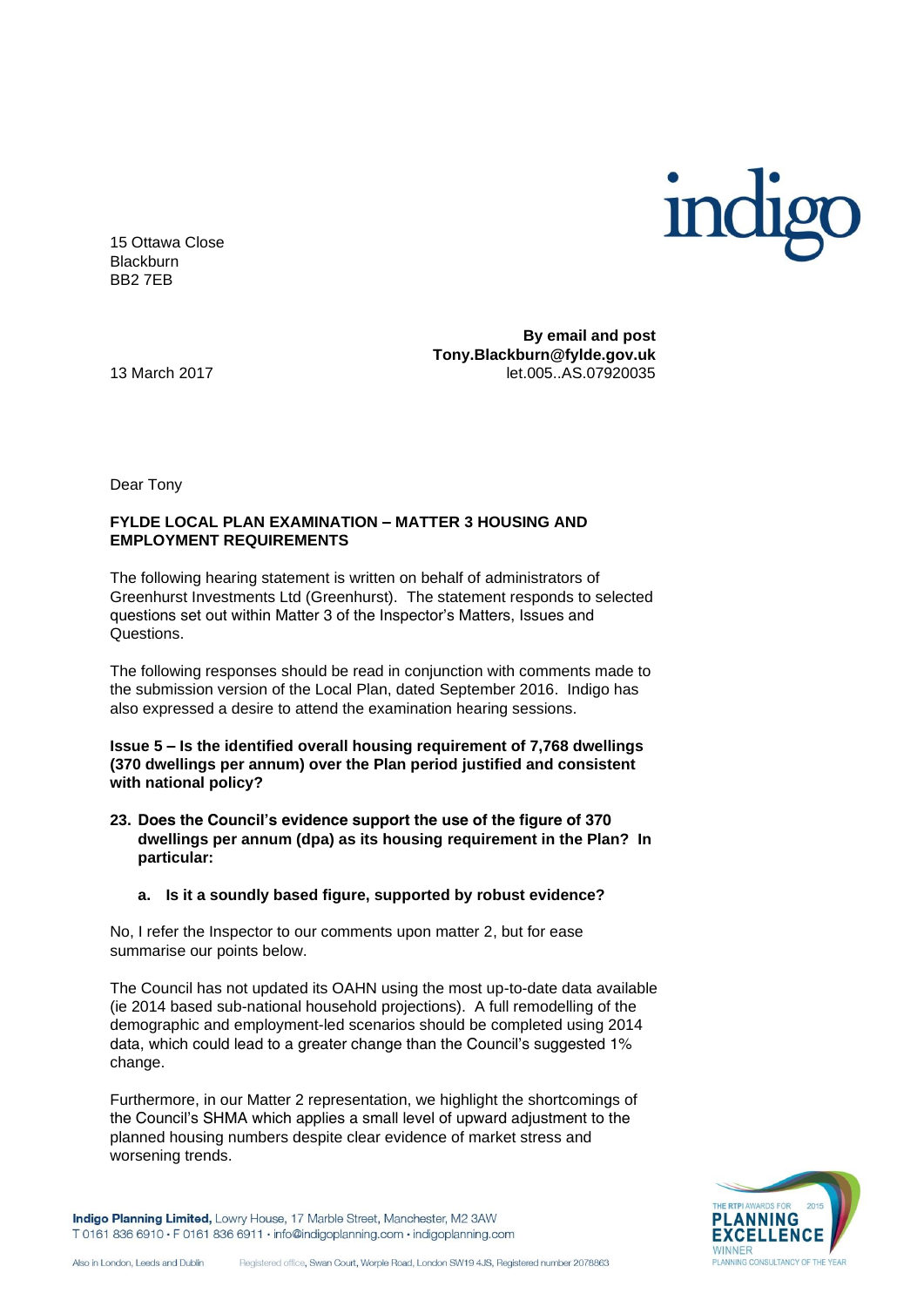15 Ottawa Close
Blackburn
BB2 7EB

**By email and post**
**Tony.Blackburn@fylde.gov.uk**
let.005..AS.07920035

13 March 2017

Dear Tony

**FYLDE LOCAL PLAN EXAMINATION – MATTER 3 HOUSING AND EMPLOYMENT REQUIREMENTS**

The following hearing statement is written on behalf of administrators of Greenhurst Investments Ltd (Greenhurst). The statement responds to selected questions set out within Matter 3 of the Inspector's Matters, Issues and Questions.

The following responses should be read in conjunction with comments made to the submission version of the Local Plan, dated September 2016. Indigo has also expressed a desire to attend the examination hearing sessions.

**Issue 5 – Is the identified overall housing requirement of 7,768 dwellings (370 dwellings per annum) over the Plan period justified and consistent with national policy?**

**23. Does the Council's evidence support the use of the figure of 370 dwellings per annum (dpa) as its housing requirement in the Plan? In particular:**

**a. Is it a soundly based figure, supported by robust evidence?**

No, I refer the Inspector to our comments upon matter 2, but for ease summarise our points below.

The Council has not updated its OAHN using the most up-to-date data available (ie 2014 based sub-national household projections). A full remodelling of the demographic and employment-led scenarios should be completed using 2014 data, which could lead to a greater change than the Council's suggested 1% change.

Furthermore, in our Matter 2 representation, we highlight the shortcomings of the Council's SHMA which applies a small level of upward adjustment to the planned housing numbers despite clear evidence of market stress and worsening trends.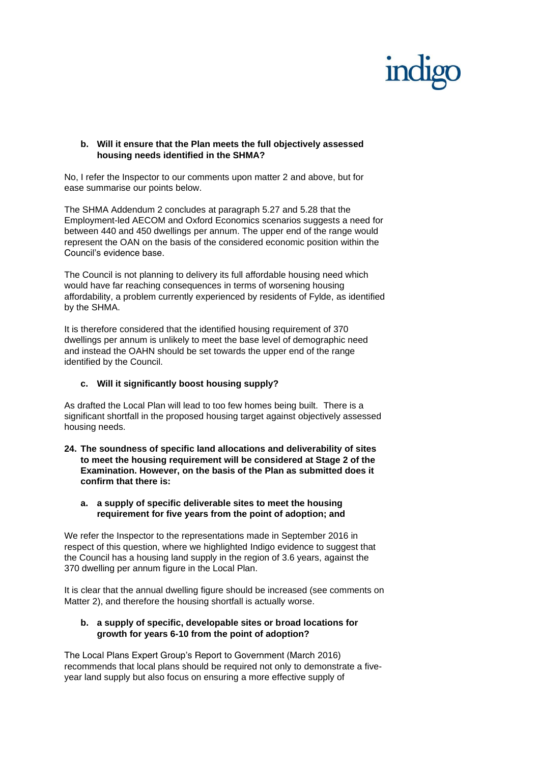**b. Will it ensure that the Plan meets the full objectively assessed housing needs identified in the SHMA?**

No, I refer the Inspector to our comments upon matter 2 and above, but for ease summarise our points below.

The SHMA Addendum 2 concludes at paragraph 5.27 and 5.28 that the Employment-led AECOM and Oxford Economics scenarios suggests a need for between 440 and 450 dwellings per annum. The upper end of the range would represent the OAN on the basis of the considered economic position within the Council's evidence base.

The Council is not planning to delivery its full affordable housing need which would have far reaching consequences in terms of worsening housing affordability, a problem currently experienced by residents of Fylde, as identified by the SHMA.

It is therefore considered that the identified housing requirement of 370 dwellings per annum is unlikely to meet the base level of demographic need and instead the OAHN should be set towards the upper end of the range identified by the Council.

**c. Will it significantly boost housing supply?**

As drafted the Local Plan will lead to too few homes being built. There is a significant shortfall in the proposed housing target against objectively assessed housing needs.

**24. The soundness of specific land allocations and deliverability of sites to meet the housing requirement will be considered at Stage 2 of the Examination. However, on the basis of the Plan as submitted does it confirm that there is:**

**a. a supply of specific deliverable sites to meet the housing requirement for five years from the point of adoption; and**

We refer the Inspector to the representations made in September 2016 in respect of this question, where we highlighted Indigo evidence to suggest that the Council has a housing land supply in the region of 3.6 years, against the 370 dwelling per annum figure in the Local Plan.

It is clear that the annual dwelling figure should be increased (see comments on Matter 2), and therefore the housing shortfall is actually worse.

**b. a supply of specific, developable sites or broad locations for growth for years 6-10 from the point of adoption?**

The Local Plans Expert Group's Report to Government (March 2016) recommends that local plans should be required not only to demonstrate a five-year land supply but also focus on ensuring a more effective supply of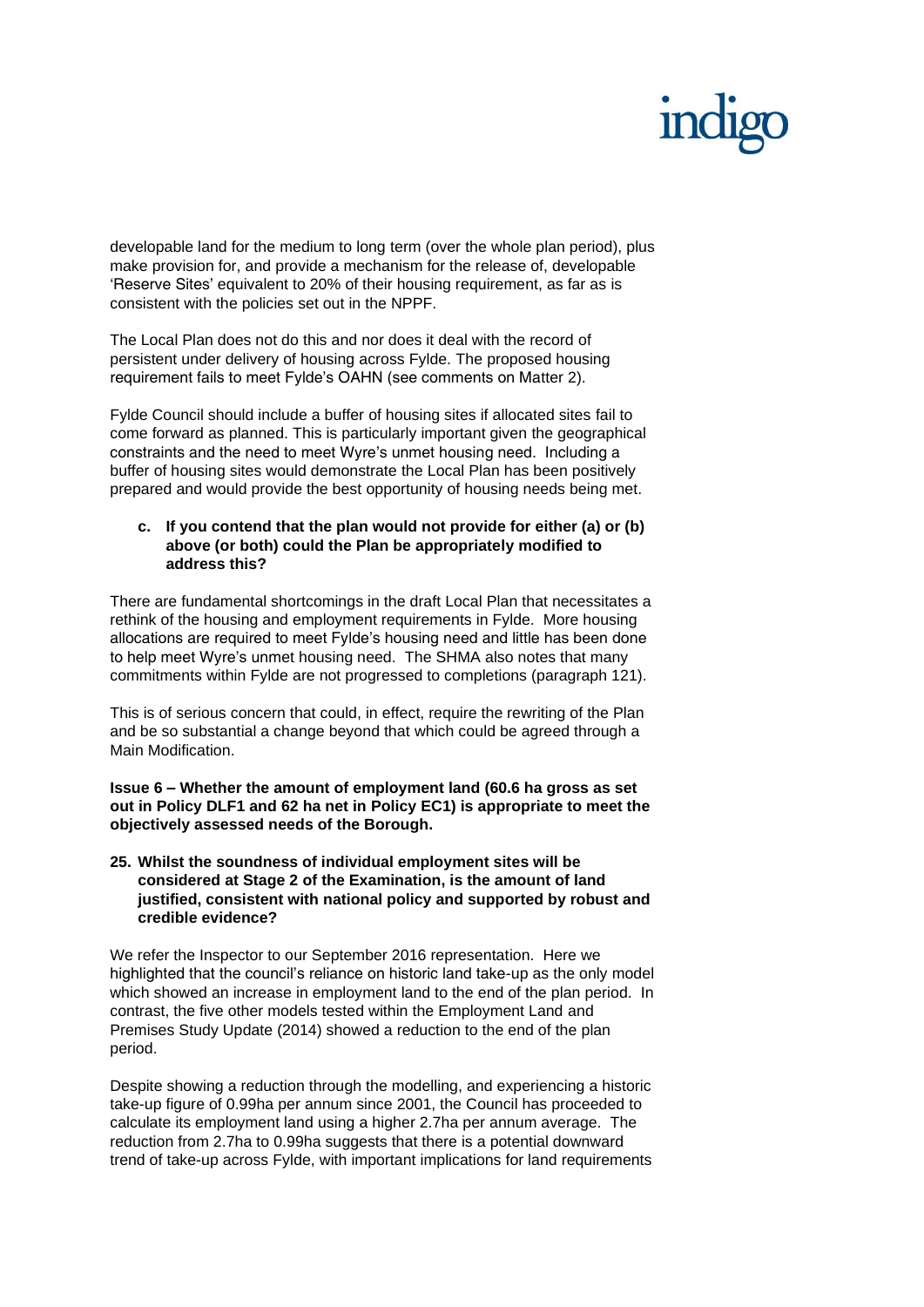developable land for the medium to long term (over the whole plan period), plus make provision for, and provide a mechanism for the release of, developable 'Reserve Sites' equivalent to 20% of their housing requirement, as far as is consistent with the policies set out in the NPPF.

The Local Plan does not do this and nor does it deal with the record of persistent under delivery of housing across Fylde. The proposed housing requirement fails to meet Fylde's OAHN (see comments on Matter 2).

Fylde Council should include a buffer of housing sites if allocated sites fail to come forward as planned. This is particularly important given the geographical constraints and the need to meet Wyre's unmet housing need. Including a buffer of housing sites would demonstrate the Local Plan has been positively prepared and would provide the best opportunity of housing needs being met.

**c. If you contend that the plan would not provide for either (a) or (b) above (or both) could the Plan be appropriately modified to address this?**

There are fundamental shortcomings in the draft Local Plan that necessitates a rethink of the housing and employment requirements in Fylde. More housing allocations are required to meet Fylde's housing need and little has been done to help meet Wyre's unmet housing need. The SHMA also notes that many commitments within Fylde are not progressed to completions (paragraph 121).

This is of serious concern that could, in effect, require the rewriting of the Plan and be so substantial a change beyond that which could be agreed through a Main Modification.

**Issue 6 – Whether the amount of employment land (60.6 ha gross as set out in Policy DLF1 and 62 ha net in Policy EC1) is appropriate to meet the objectively assessed needs of the Borough.**

**25. Whilst the soundness of individual employment sites will be considered at Stage 2 of the Examination, is the amount of land justified, consistent with national policy and supported by robust and credible evidence?**

We refer the Inspector to our September 2016 representation. Here we highlighted that the council's reliance on historic land take-up as the only model which showed an increase in employment land to the end of the plan period. In contrast, the five other models tested within the Employment Land and Premises Study Update (2014) showed a reduction to the end of the plan period.

Despite showing a reduction through the modelling, and experiencing a historic take-up figure of 0.99ha per annum since 2001, the Council has proceeded to calculate its employment land using a higher 2.7ha per annum average. The reduction from 2.7ha to 0.99ha suggests that there is a potential downward trend of take-up across Fylde, with important implications for land requirements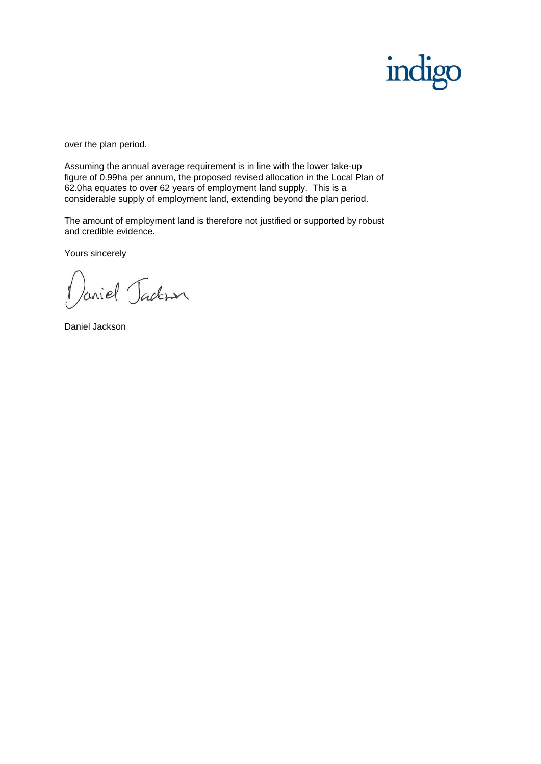over the plan period.

Assuming the annual average requirement is in line with the lower take-up figure of 0.99ha per annum, the proposed revised allocation in the Local Plan of 62.0ha equates to over 62 years of employment land supply. This is a considerable supply of employment land, extending beyond the plan period.

The amount of employment land is therefore not justified or supported by robust and credible evidence.

Yours sincerely

Daniel Jackson